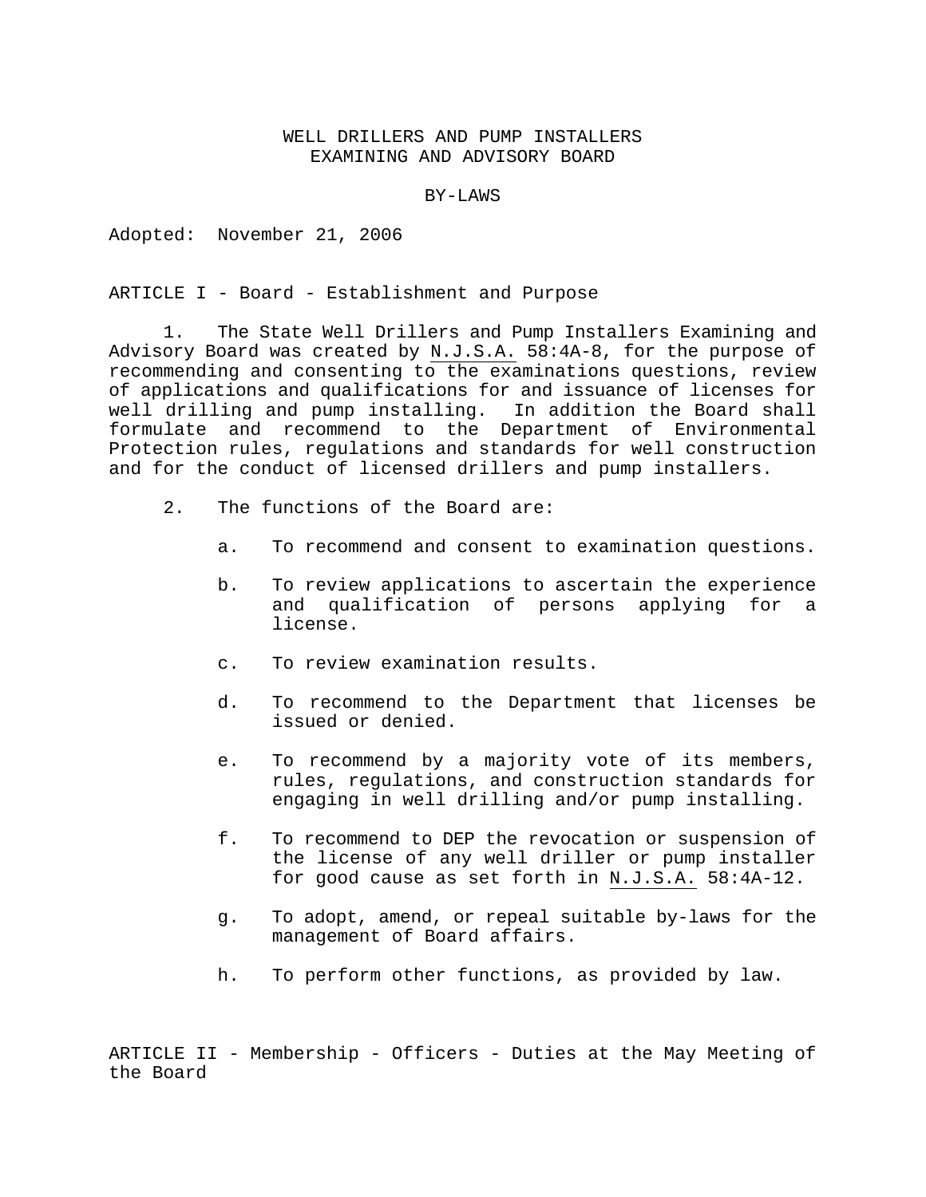# WELL DRILLERS AND PUMP INSTALLERS EXAMINING AND ADVISORY BOARD

## BY-LAWS

Adopted: November 21, 2006

## ARTICLE I - Board - Establishment and Purpose

1. The State Well Drillers and Pump Installers Examining and Advisory Board was created by N.J.S.A. 58:4A-8, for the purpose of recommending and consenting to the examinations questions, review of applications and qualifications for and issuance of licenses for well drilling and pump installing. In addition the Board shall formulate and recommend to the Department of Environmental Protection rules, regulations and standards for well construction and for the conduct of licensed drillers and pump installers.

2. The functions of the Board are:

    a. To recommend and consent to examination questions.

    b. To review applications to ascertain the experience and qualification of persons applying for a license.

    c. To review examination results.

    d. To recommend to the Department that licenses be issued or denied.

    e. To recommend by a majority vote of its members, rules, regulations, and construction standards for engaging in well drilling and/or pump installing.

    f. To recommend to DEP the revocation or suspension of the license of any well driller or pump installer for good cause as set forth in N.J.S.A. 58:4A-12.

    g. To adopt, amend, or repeal suitable by-laws for the management of Board affairs.

    h. To perform other functions, as provided by law.

## ARTICLE II - Membership - Officers - Duties at the May Meeting of the Board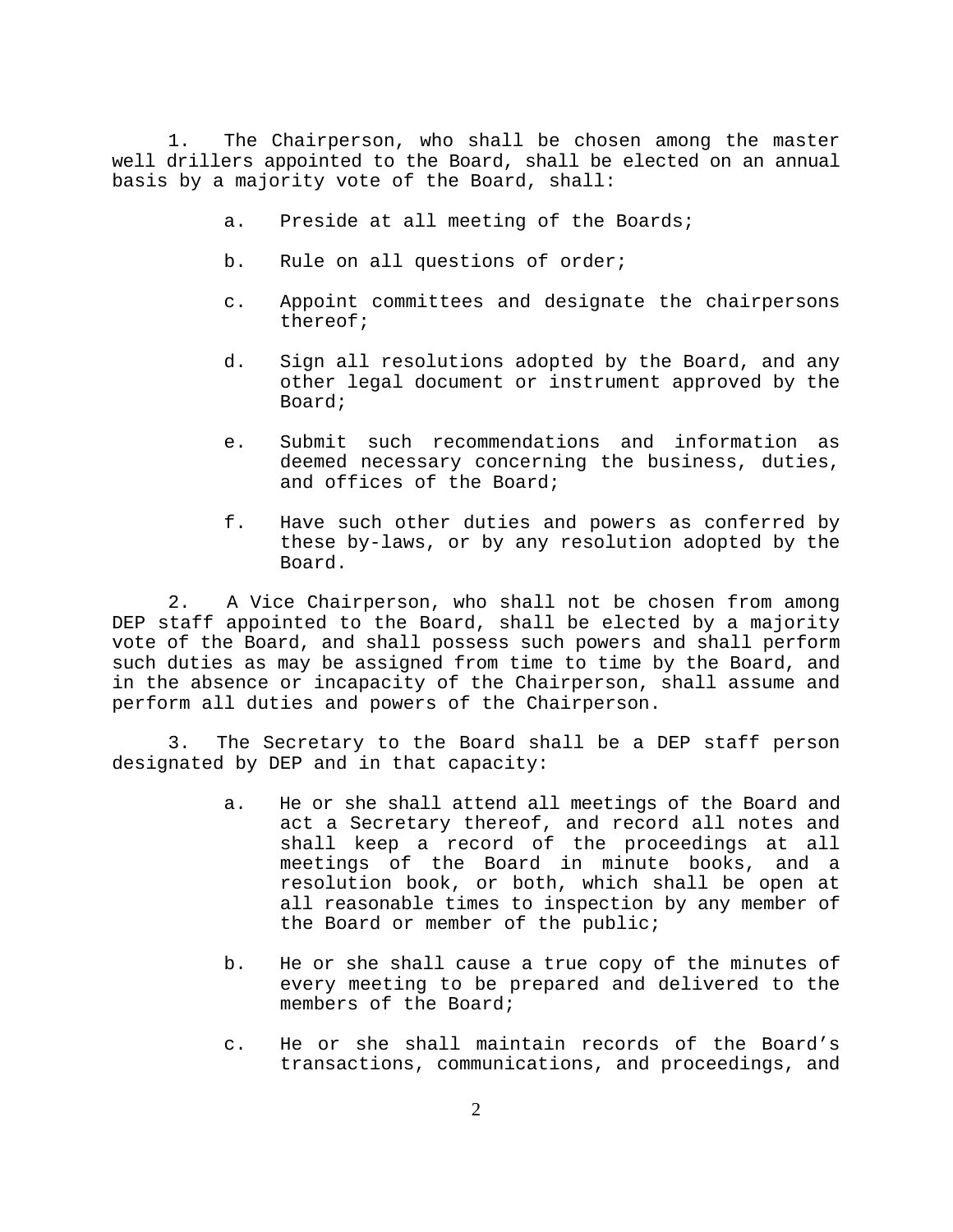1. The Chairperson, who shall be chosen among the master well drillers appointed to the Board, shall be elected on an annual basis by a majority vote of the Board, shall:

   a. Preside at all meeting of the Boards;

   b. Rule on all questions of order;

   c. Appoint committees and designate the chairpersons thereof;

   d. Sign all resolutions adopted by the Board, and any other legal document or instrument approved by the Board;

   e. Submit such recommendations and information as deemed necessary concerning the business, duties, and offices of the Board;

   f. Have such other duties and powers as conferred by these by-laws, or by any resolution adopted by the Board.

2. A Vice Chairperson, who shall not be chosen from among DEP staff appointed to the Board, shall be elected by a majority vote of the Board, and shall possess such powers and shall perform such duties as may be assigned from time to time by the Board, and in the absence or incapacity of the Chairperson, shall assume and perform all duties and powers of the Chairperson.

3. The Secretary to the Board shall be a DEP staff person designated by DEP and in that capacity:

   a. He or she shall attend all meetings of the Board and act a Secretary thereof, and record all notes and shall keep a record of the proceedings at all meetings of the Board in minute books, and a resolution book, or both, which shall be open at all reasonable times to inspection by any member of the Board or member of the public;

   b. He or she shall cause a true copy of the minutes of every meeting to be prepared and delivered to the members of the Board;

   c. He or she shall maintain records of the Board’s transactions, communications, and proceedings, and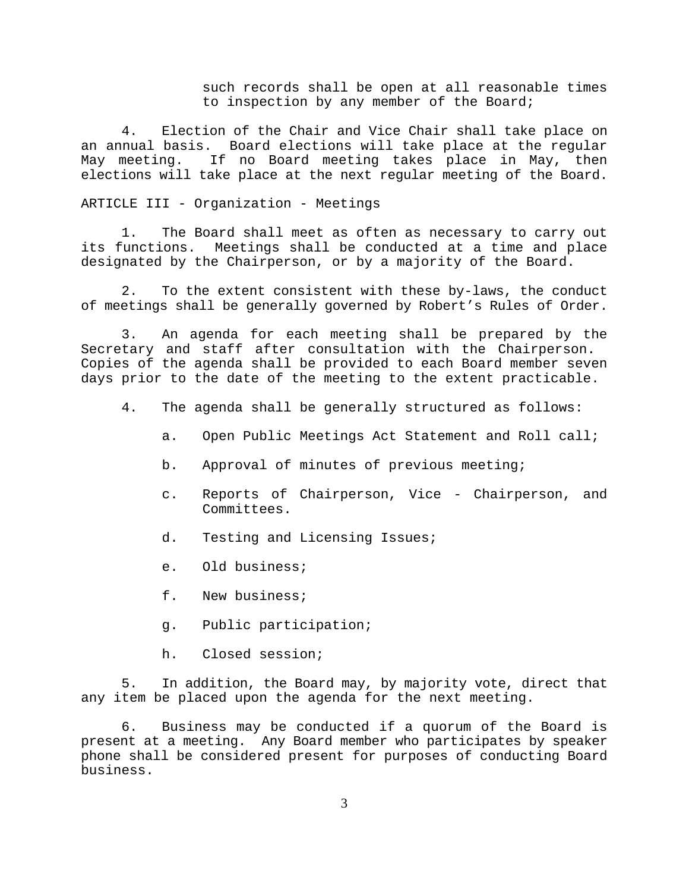such records shall be open at all reasonable times to inspection by any member of the Board;

4. Election of the Chair and Vice Chair shall take place on an annual basis. Board elections will take place at the regular May meeting. If no Board meeting takes place in May, then elections will take place at the next regular meeting of the Board.

ARTICLE III - Organization - Meetings

1. The Board shall meet as often as necessary to carry out its functions. Meetings shall be conducted at a time and place designated by the Chairperson, or by a majority of the Board.

2. To the extent consistent with these by-laws, the conduct of meetings shall be generally governed by Robert's Rules of Order.

3. An agenda for each meeting shall be prepared by the Secretary and staff after consultation with the Chairperson. Copies of the agenda shall be provided to each Board member seven days prior to the date of the meeting to the extent practicable.

4. The agenda shall be generally structured as follows:

   a. Open Public Meetings Act Statement and Roll call;

   b. Approval of minutes of previous meeting;

   c. Reports of Chairperson, Vice - Chairperson, and Committees.

   d. Testing and Licensing Issues;

   e. Old business;

   f. New business;

   g. Public participation;

   h. Closed session;

5. In addition, the Board may, by majority vote, direct that any item be placed upon the agenda for the next meeting.

6. Business may be conducted if a quorum of the Board is present at a meeting. Any Board member who participates by speaker phone shall be considered present for purposes of conducting Board business.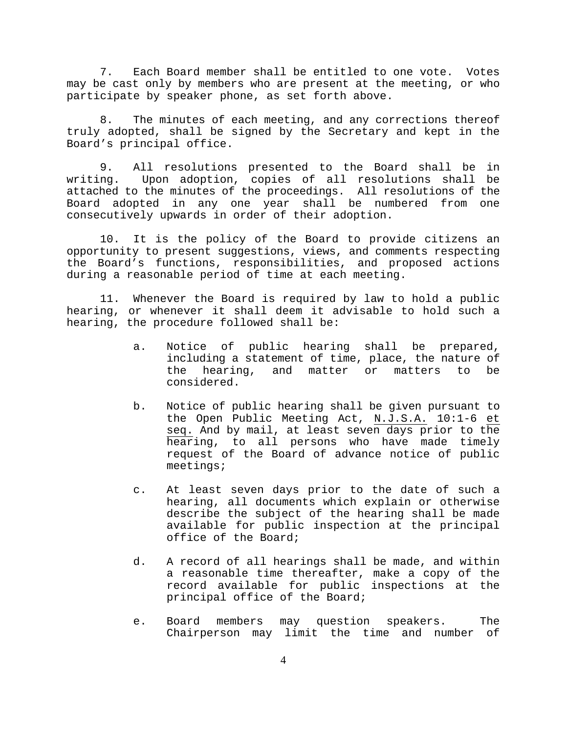7. Each Board member shall be entitled to one vote. Votes may be cast only by members who are present at the meeting, or who participate by speaker phone, as set forth above.

8. The minutes of each meeting, and any corrections thereof truly adopted, shall be signed by the Secretary and kept in the Board's principal office.

9. All resolutions presented to the Board shall be in writing. Upon adoption, copies of all resolutions shall be attached to the minutes of the proceedings. All resolutions of the Board adopted in any one year shall be numbered from one consecutively upwards in order of their adoption.

10. It is the policy of the Board to provide citizens an opportunity to present suggestions, views, and comments respecting the Board's functions, responsibilities, and proposed actions during a reasonable period of time at each meeting.

11. Whenever the Board is required by law to hold a public hearing, or whenever it shall deem it advisable to hold such a hearing, the procedure followed shall be:

a. Notice of public hearing shall be prepared, including a statement of time, place, the nature of the hearing, and matter or matters to be considered.

b. Notice of public hearing shall be given pursuant to the Open Public Meeting Act, N.J.S.A. 10:1-6 *et seq.* And by mail, at least seven days prior to the hearing, to all persons who have made timely request of the Board of advance notice of public meetings;

c. At least seven days prior to the date of such a hearing, all documents which explain or otherwise describe the subject of the hearing shall be made available for public inspection at the principal office of the Board;

d. A record of all hearings shall be made, and within a reasonable time thereafter, make a copy of the record available for public inspections at the principal office of the Board;

e. Board members may question speakers. The Chairperson may limit the time and number of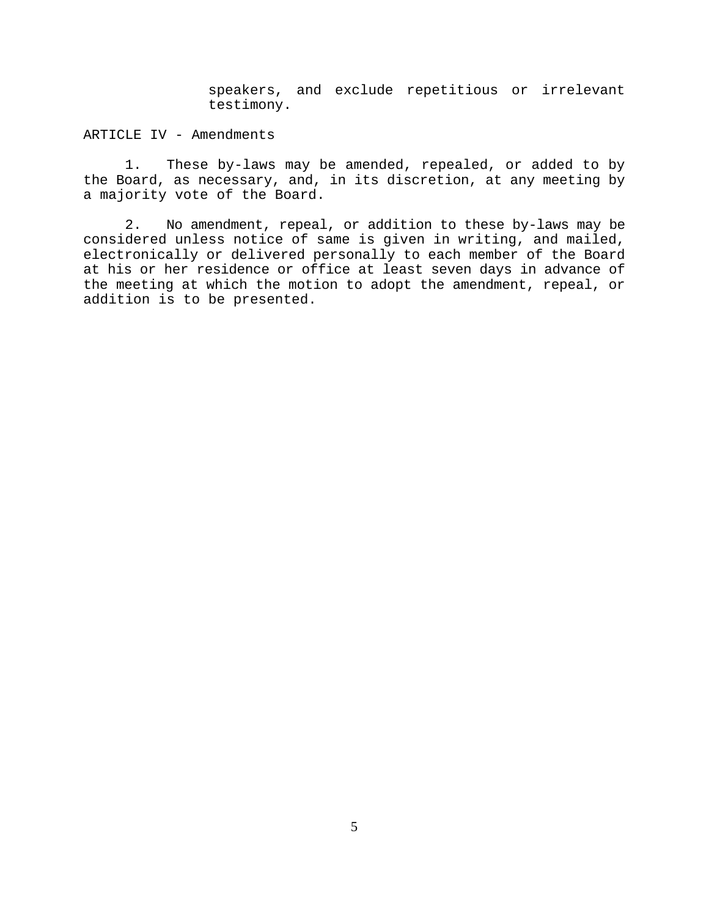speakers, and exclude repetitious or irrelevant testimony.

ARTICLE IV - Amendments

1. These by-laws may be amended, repealed, or added to by the Board, as necessary, and, in its discretion, at any meeting by a majority vote of the Board.

2. No amendment, repeal, or addition to these by-laws may be considered unless notice of same is given in writing, and mailed, electronically or delivered personally to each member of the Board at his or her residence or office at least seven days in advance of the meeting at which the motion to adopt the amendment, repeal, or addition is to be presented.